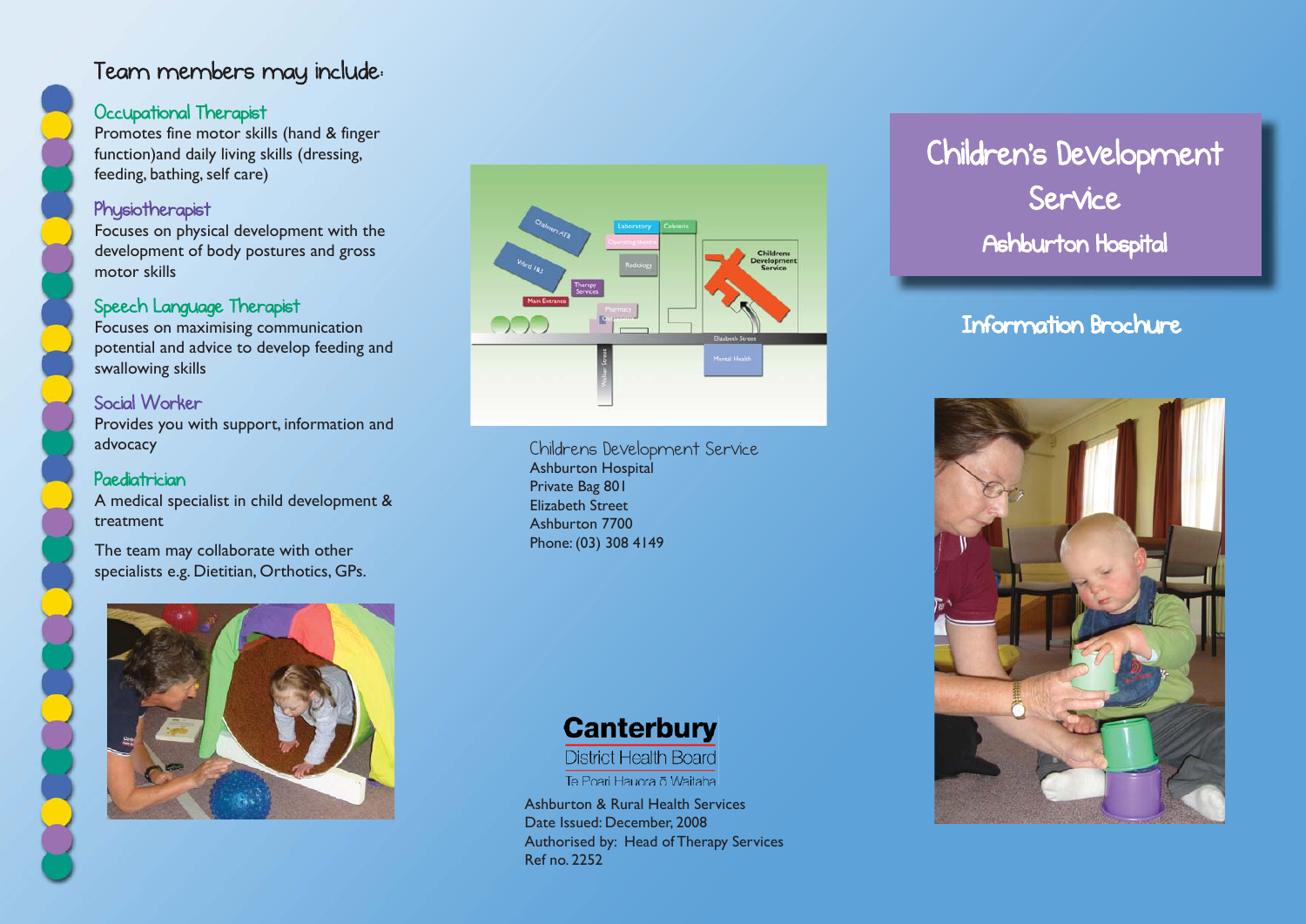## Team members may include:

### Occupational Therapist

Promotes fine motor skills (hand & finger function)and daily living skills (dressing, feeding, bathing, self care)

### Physiotherapist

Focuses on physical development with the development of body postures and gross motor skills

### Speech Language Therapist

Focuses on maximising communication potential and advice to develop feeding and swallowing skills

### Social Worker

Provides you with support, information and advocacy

### Paediatrician

A medical specialist in child development & treatment

The team may collaborate with other specialists e.g. Dietitian, Orthotics, GPs.

Childrens Development Service
Ashburton Hospital
Private Bag 801
Elizabeth Street
Ashburton 7700
Phone: (03) 308 4149

**Canterbury**
District Health Board
Te Poari Hauora ō Waitaha

Ashburton & Rural Health Services
Date Issued: December, 2008
Authorised by: Head of Therapy Services
Ref no. 2252

# Children's Development Service

## Ashburton Hospital

## Information Brochure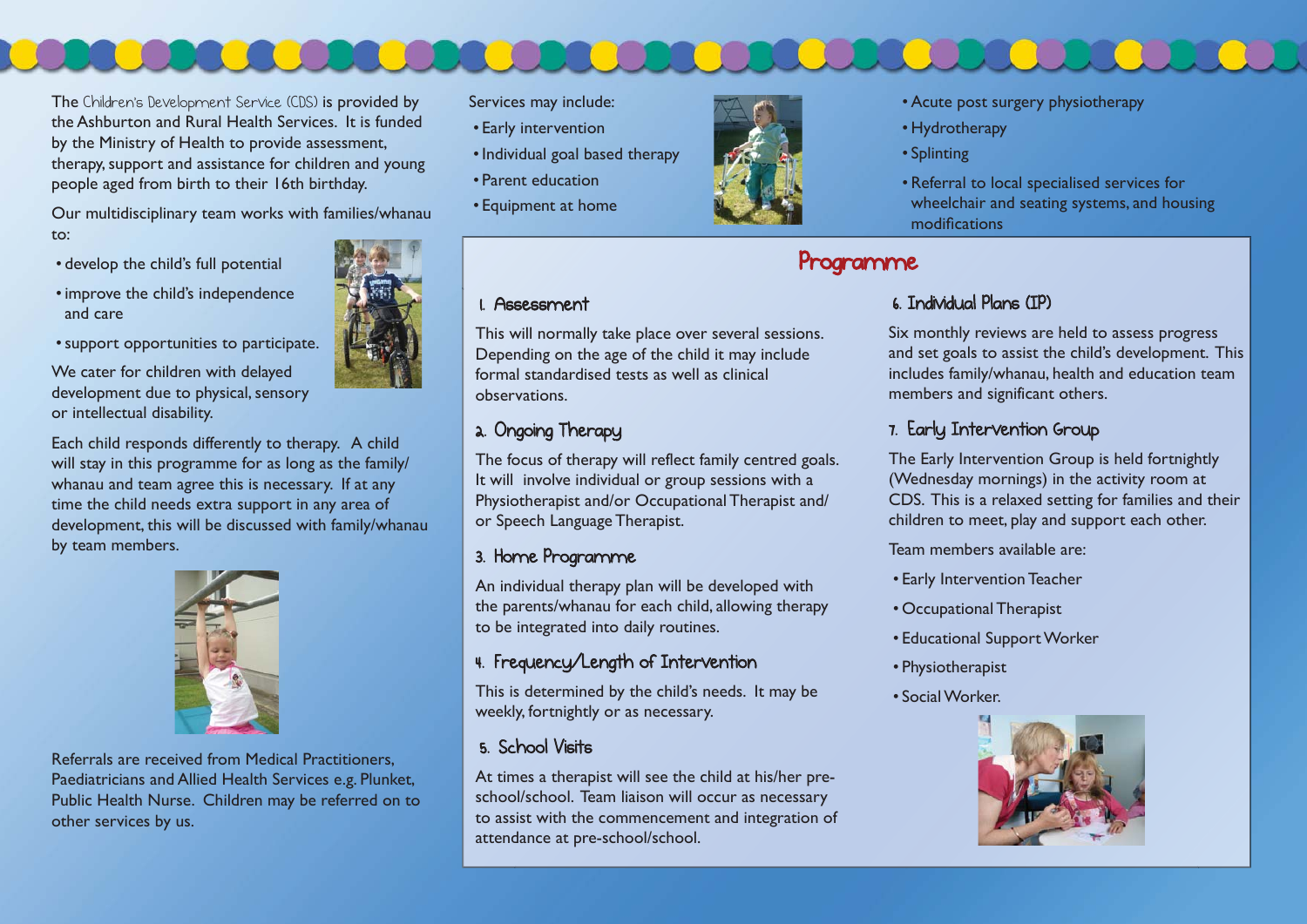The Children's Development Service (CDS) is provided by the Ashburton and Rural Health Services. It is funded by the Ministry of Health to provide assessment, therapy, support and assistance for children and young people aged from birth to their 16th birthday.

Our multidisciplinary team works with families/whanau to:

- develop the child's full potential
- improve the child's independence and care
- support opportunities to participate.

We cater for children with delayed development due to physical, sensory or intellectual disability.

Each child responds differently to therapy. A child will stay in this programme for as long as the family/whanau and team agree this is necessary. If at any time the child needs extra support in any area of development, this will be discussed with family/whanau by team members.

Referrals are received from Medical Practitioners, Paediatricians and Allied Health Services e.g. Plunket, Public Health Nurse. Children may be referred on to other services by us.

Services may include:

- Early intervention
- Individual goal based therapy
- Parent education
- Equipment at home
- Acute post surgery physiotherapy
- Hydrotherapy
- Splinting
- Referral to local specialised services for wheelchair and seating systems, and housing modifications

## Programme

### 1. Assessment

This will normally take place over several sessions. Depending on the age of the child it may include formal standardised tests as well as clinical observations.

### 2. Ongoing Therapy

The focus of therapy will reflect family centred goals. It will involve individual or group sessions with a Physiotherapist and/or Occupational Therapist and/or Speech Language Therapist.

### 3. Home Programme

An individual therapy plan will be developed with the parents/whanau for each child, allowing therapy to be integrated into daily routines.

### 4. Frequency/Length of Intervention

This is determined by the child's needs. It may be weekly, fortnightly or as necessary.

### 5. School Visits

At times a therapist will see the child at his/her pre-school/school. Team liaison will occur as necessary to assist with the commencement and integration of attendance at pre-school/school.

### 6. Individual Plans (IP)

Six monthly reviews are held to assess progress and set goals to assist the child's development. This includes family/whanau, health and education team members and significant others.

### 7. Early Intervention Group

The Early Intervention Group is held fortnightly (Wednesday mornings) in the activity room at CDS. This is a relaxed setting for families and their children to meet, play and support each other.

Team members available are:

- Early Intervention Teacher
- Occupational Therapist
- Educational Support Worker
- Physiotherapist
- Social Worker.